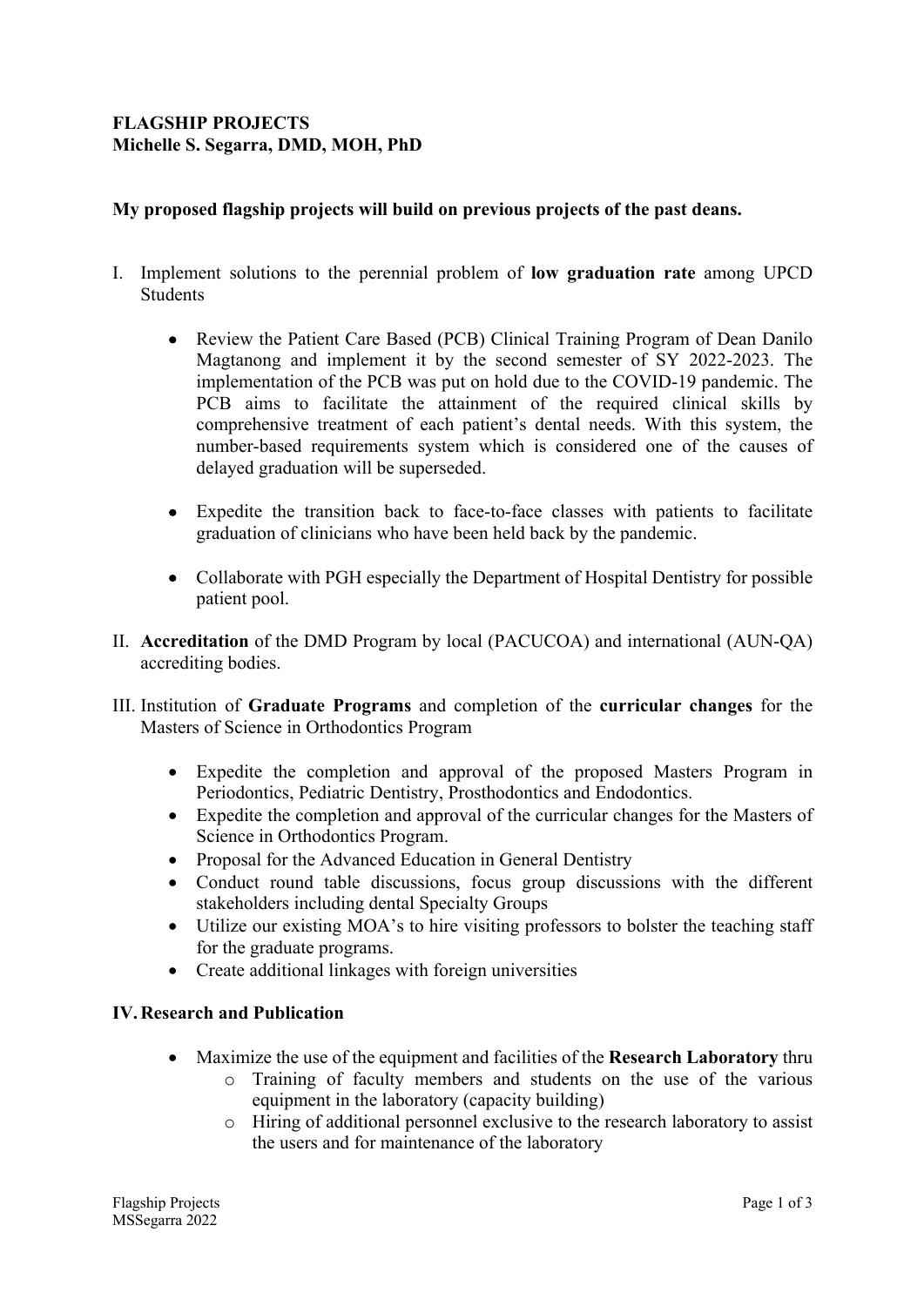**FLAGSHIP PROJECTS**
**Michelle S. Segarra, DMD, MOH, PhD**

**My proposed flagship projects will build on previous projects of the past deans.**

I. Implement solutions to the perennial problem of **low graduation rate** among UPCD Students

- Review the Patient Care Based (PCB) Clinical Training Program of Dean Danilo Magtanong and implement it by the second semester of SY 2022-2023. The implementation of the PCB was put on hold due to the COVID-19 pandemic. The PCB aims to facilitate the attainment of the required clinical skills by comprehensive treatment of each patient's dental needs. With this system, the number-based requirements system which is considered one of the causes of delayed graduation will be superseded.

- Expedite the transition back to face-to-face classes with patients to facilitate graduation of clinicians who have been held back by the pandemic.

- Collaborate with PGH especially the Department of Hospital Dentistry for possible patient pool.

II. **Accreditation** of the DMD Program by local (PACUCOA) and international (AUN-QA) accrediting bodies.

III. Institution of **Graduate Programs** and completion of the **curricular changes** for the Masters of Science in Orthodontics Program

- Expedite the completion and approval of the proposed Masters Program in Periodontics, Pediatric Dentistry, Prosthodontics and Endodontics.
- Expedite the completion and approval of the curricular changes for the Masters of Science in Orthodontics Program.
- Proposal for the Advanced Education in General Dentistry
- Conduct round table discussions, focus group discussions with the different stakeholders including dental Specialty Groups
- Utilize our existing MOA's to hire visiting professors to bolster the teaching staff for the graduate programs.
- Create additional linkages with foreign universities

**IV. Research and Publication**

- Maximize the use of the equipment and facilities of the **Research Laboratory** thru
  - Training of faculty members and students on the use of the various equipment in the laboratory (capacity building)
  - Hiring of additional personnel exclusive to the research laboratory to assist the users and for maintenance of the laboratory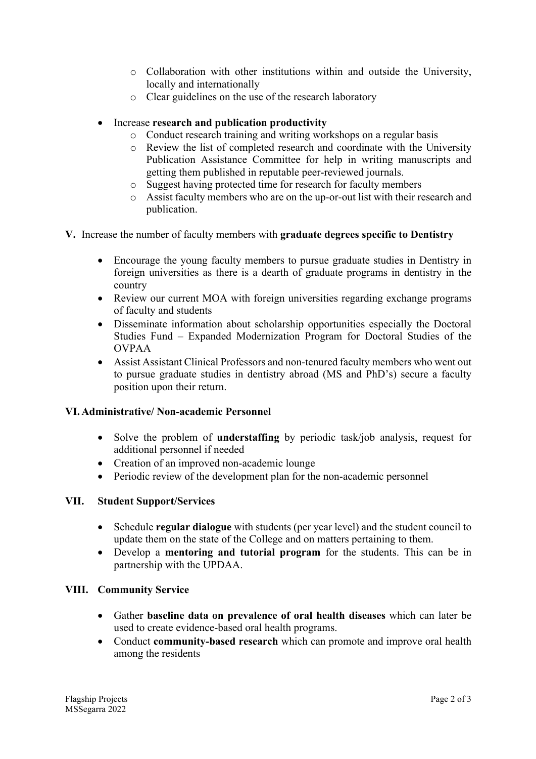- Collaboration with other institutions within and outside the University, locally and internationally
    - Clear guidelines on the use of the research laboratory

- Increase **research and publication productivity**
    - Conduct research training and writing workshops on a regular basis
    - Review the list of completed research and coordinate with the University Publication Assistance Committee for help in writing manuscripts and getting them published in reputable peer-reviewed journals.
    - Suggest having protected time for research for faculty members
    - Assist faculty members who are on the up-or-out list with their research and publication.

**V.** Increase the number of faculty members with **graduate degrees specific to Dentistry**

- Encourage the young faculty members to pursue graduate studies in Dentistry in foreign universities as there is a dearth of graduate programs in dentistry in the country
- Review our current MOA with foreign universities regarding exchange programs of faculty and students
- Disseminate information about scholarship opportunities especially the Doctoral Studies Fund – Expanded Modernization Program for Doctoral Studies of the OVPAA
- Assist Assistant Clinical Professors and non-tenured faculty members who went out to pursue graduate studies in dentistry abroad (MS and PhD's) secure a faculty position upon their return.

**VI. Administrative/ Non-academic Personnel**

- Solve the problem of **understaffing** by periodic task/job analysis, request for additional personnel if needed
- Creation of an improved non-academic lounge
- Periodic review of the development plan for the non-academic personnel

**VII. Student Support/Services**

- Schedule **regular dialogue** with students (per year level) and the student council to update them on the state of the College and on matters pertaining to them.
- Develop a **mentoring and tutorial program** for the students. This can be in partnership with the UPDAA.

**VIII. Community Service**

- Gather **baseline data on prevalence of oral health diseases** which can later be used to create evidence-based oral health programs.
- Conduct **community-based research** which can promote and improve oral health among the residents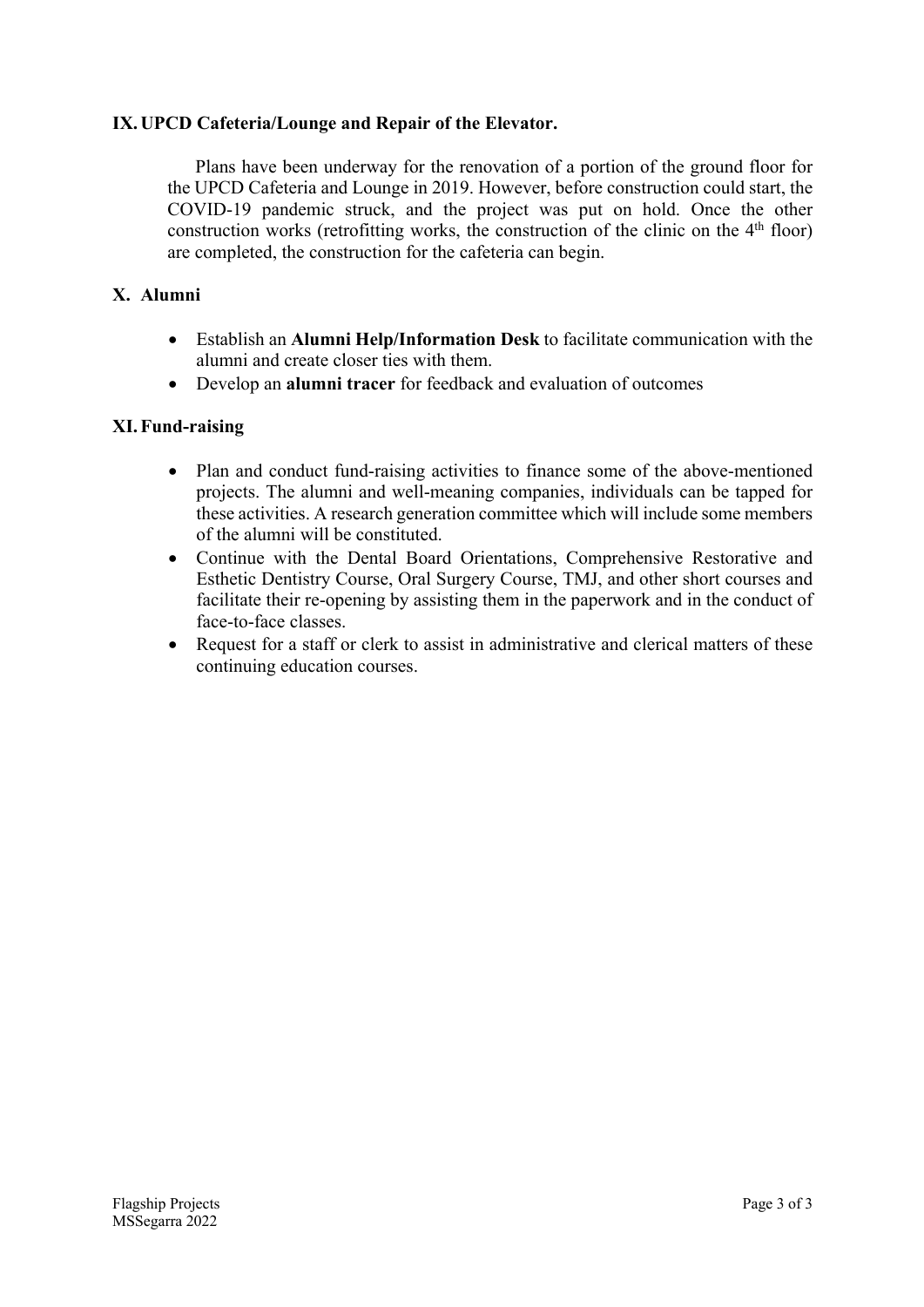## IX. UPCD Cafeteria/Lounge and Repair of the Elevator.

Plans have been underway for the renovation of a portion of the ground floor for the UPCD Cafeteria and Lounge in 2019. However, before construction could start, the COVID-19 pandemic struck, and the project was put on hold. Once the other construction works (retrofitting works, the construction of the clinic on the 4th floor) are completed, the construction for the cafeteria can begin.

## X. Alumni

- Establish an **Alumni Help/Information Desk** to facilitate communication with the alumni and create closer ties with them.
- Develop an **alumni tracer** for feedback and evaluation of outcomes

## XI. Fund-raising

- Plan and conduct fund-raising activities to finance some of the above-mentioned projects. The alumni and well-meaning companies, individuals can be tapped for these activities. A research generation committee which will include some members of the alumni will be constituted.
- Continue with the Dental Board Orientations, Comprehensive Restorative and Esthetic Dentistry Course, Oral Surgery Course, TMJ, and other short courses and facilitate their re-opening by assisting them in the paperwork and in the conduct of face-to-face classes.
- Request for a staff or clerk to assist in administrative and clerical matters of these continuing education courses.